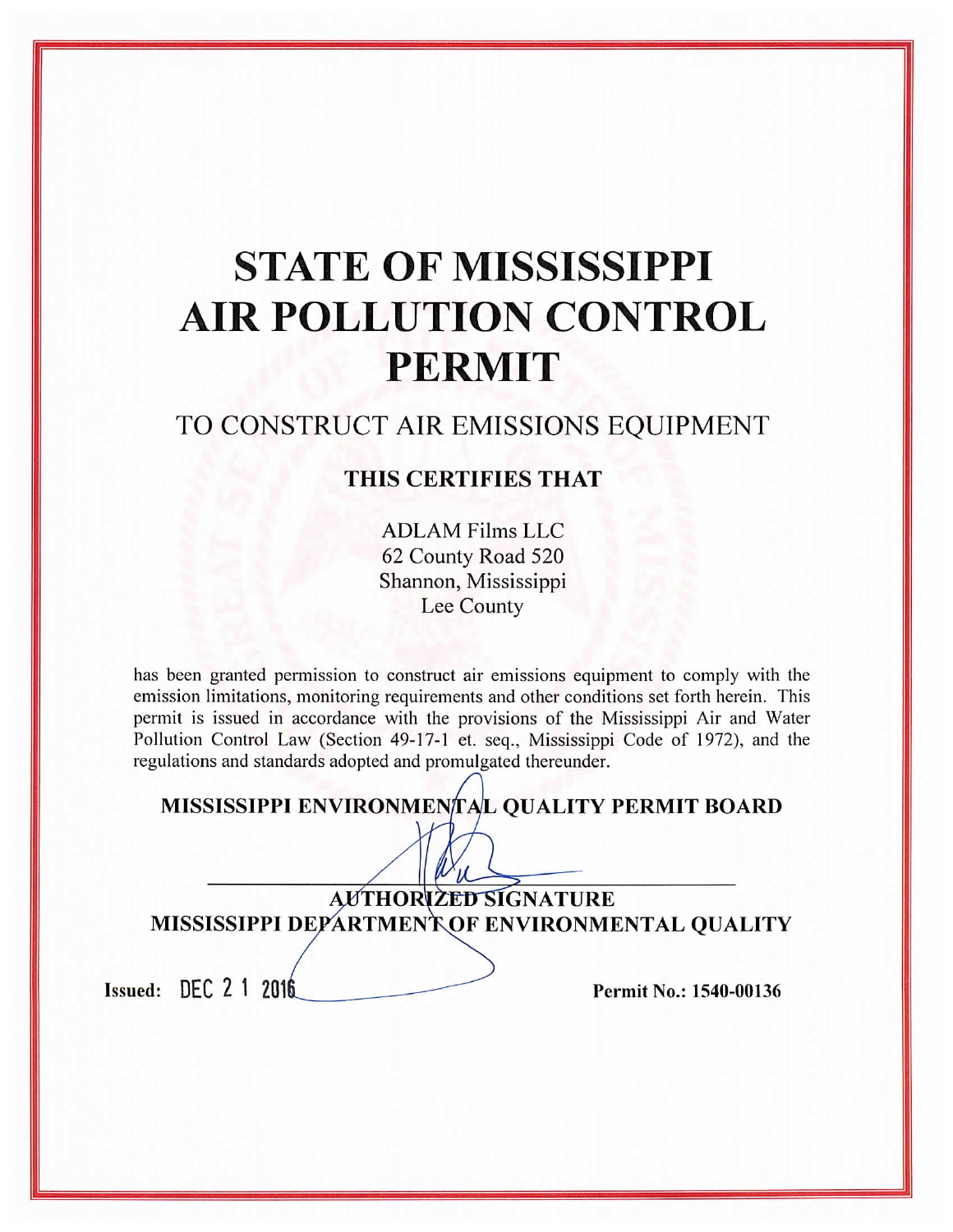# STATE OF MISSISSIPPI AIR POLLUTION CONTROL PERMIT

## TO CONSTRUCT AIR EMISSIONS EQUIPMENT

### THIS CERTIFIES THAT

ADLAM Films LLC
62 County Road 520
Shannon, Mississippi
Lee County

has been granted permission to construct air emissions equipment to comply with the emission limitations, monitoring requirements and other conditions set forth herein. This permit is issued in accordance with the provisions of the Mississippi Air and Water Pollution Control Law (Section 49-17-1 et. seq., Mississippi Code of 1972), and the regulations and standards adopted and promulgated thereunder.

**MISSISSIPPI ENVIRONMENTAL QUALITY PERMIT BOARD**

**AUTHORIZED SIGNATURE**
**MISSISSIPPI DEPARTMENT OF ENVIRONMENTAL QUALITY**

**Issued:** DEC 2 1 2016

**Permit No.: 1540-00136**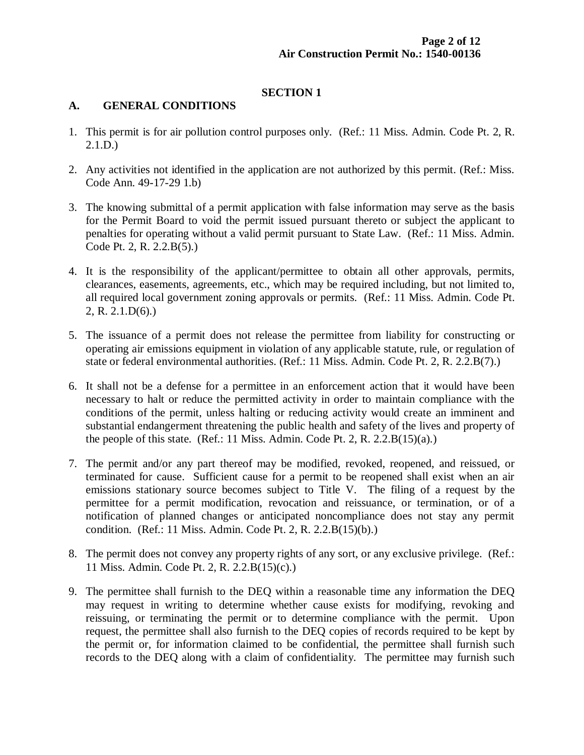## SECTION 1

### A. GENERAL CONDITIONS

1. This permit is for air pollution control purposes only. (Ref.: 11 Miss. Admin. Code Pt. 2, R. 2.1.D.)

2. Any activities not identified in the application are not authorized by this permit. (Ref.: Miss. Code Ann. 49-17-29 1.b)

3. The knowing submittal of a permit application with false information may serve as the basis for the Permit Board to void the permit issued pursuant thereto or subject the applicant to penalties for operating without a valid permit pursuant to State Law. (Ref.: 11 Miss. Admin. Code Pt. 2, R. 2.2.B(5).)

4. It is the responsibility of the applicant/permittee to obtain all other approvals, permits, clearances, easements, agreements, etc., which may be required including, but not limited to, all required local government zoning approvals or permits. (Ref.: 11 Miss. Admin. Code Pt. 2, R. 2.1.D(6).)

5. The issuance of a permit does not release the permittee from liability for constructing or operating air emissions equipment in violation of any applicable statute, rule, or regulation of state or federal environmental authorities. (Ref.: 11 Miss. Admin. Code Pt. 2, R. 2.2.B(7).)

6. It shall not be a defense for a permittee in an enforcement action that it would have been necessary to halt or reduce the permitted activity in order to maintain compliance with the conditions of the permit, unless halting or reducing activity would create an imminent and substantial endangerment threatening the public health and safety of the lives and property of the people of this state. (Ref.: 11 Miss. Admin. Code Pt. 2, R. 2.2.B(15)(a).)

7. The permit and/or any part thereof may be modified, revoked, reopened, and reissued, or terminated for cause. Sufficient cause for a permit to be reopened shall exist when an air emissions stationary source becomes subject to Title V. The filing of a request by the permittee for a permit modification, revocation and reissuance, or termination, or of a notification of planned changes or anticipated noncompliance does not stay any permit condition. (Ref.: 11 Miss. Admin. Code Pt. 2, R. 2.2.B(15)(b).)

8. The permit does not convey any property rights of any sort, or any exclusive privilege. (Ref.: 11 Miss. Admin. Code Pt. 2, R. 2.2.B(15)(c).)

9. The permittee shall furnish to the DEQ within a reasonable time any information the DEQ may request in writing to determine whether cause exists for modifying, revoking and reissuing, or terminating the permit or to determine compliance with the permit. Upon request, the permittee shall also furnish to the DEQ copies of records required to be kept by the permit or, for information claimed to be confidential, the permittee shall furnish such records to the DEQ along with a claim of confidentiality. The permittee may furnish such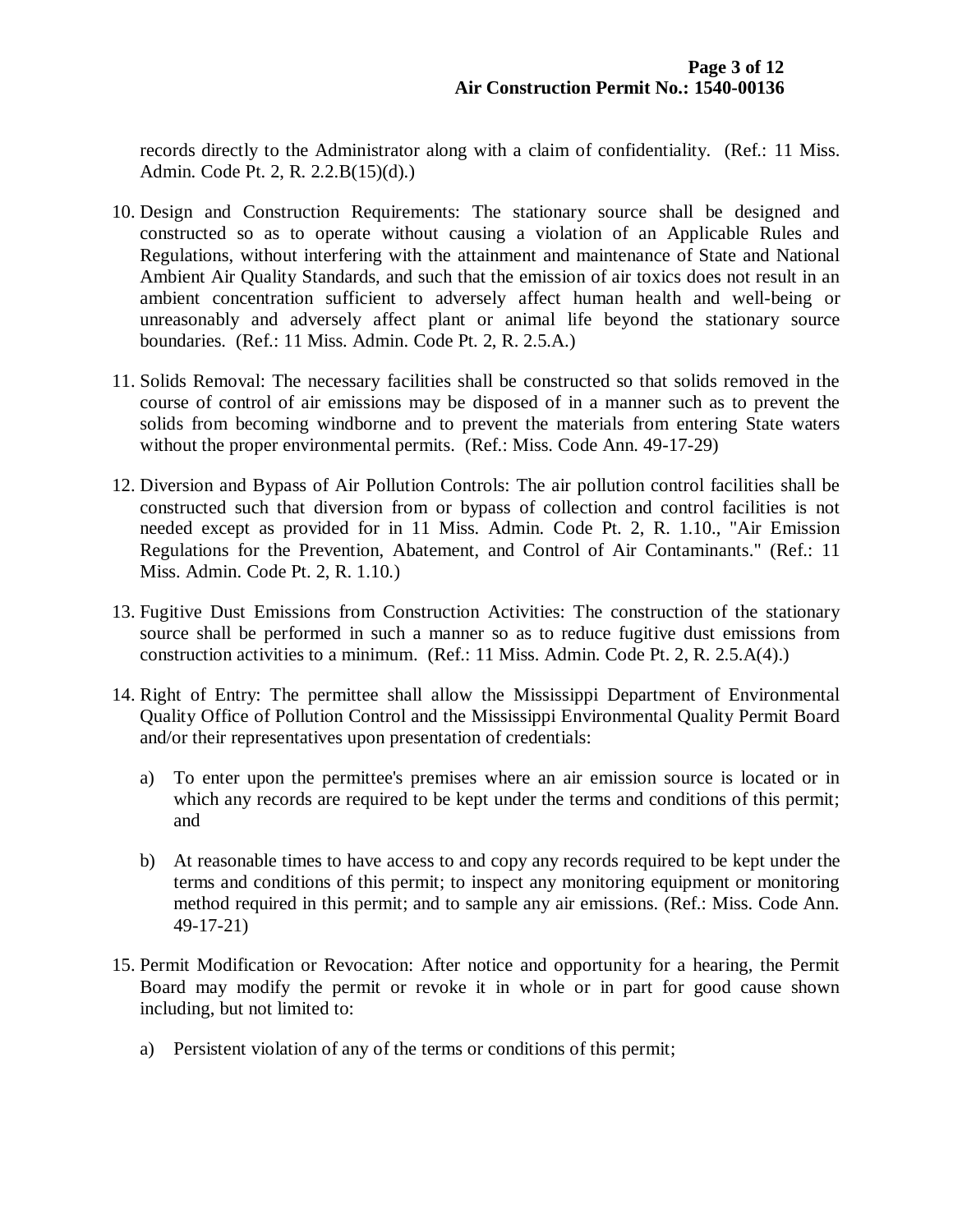records directly to the Administrator along with a claim of confidentiality. (Ref.: 11 Miss. Admin. Code Pt. 2, R. 2.2.B(15)(d).)

10. Design and Construction Requirements: The stationary source shall be designed and constructed so as to operate without causing a violation of an Applicable Rules and Regulations, without interfering with the attainment and maintenance of State and National Ambient Air Quality Standards, and such that the emission of air toxics does not result in an ambient concentration sufficient to adversely affect human health and well-being or unreasonably and adversely affect plant or animal life beyond the stationary source boundaries. (Ref.: 11 Miss. Admin. Code Pt. 2, R. 2.5.A.)

11. Solids Removal: The necessary facilities shall be constructed so that solids removed in the course of control of air emissions may be disposed of in a manner such as to prevent the solids from becoming windborne and to prevent the materials from entering State waters without the proper environmental permits. (Ref.: Miss. Code Ann. 49-17-29)

12. Diversion and Bypass of Air Pollution Controls: The air pollution control facilities shall be constructed such that diversion from or bypass of collection and control facilities is not needed except as provided for in 11 Miss. Admin. Code Pt. 2, R. 1.10., "Air Emission Regulations for the Prevention, Abatement, and Control of Air Contaminants." (Ref.: 11 Miss. Admin. Code Pt. 2, R. 1.10.)

13. Fugitive Dust Emissions from Construction Activities: The construction of the stationary source shall be performed in such a manner so as to reduce fugitive dust emissions from construction activities to a minimum. (Ref.: 11 Miss. Admin. Code Pt. 2, R. 2.5.A(4).)

14. Right of Entry: The permittee shall allow the Mississippi Department of Environmental Quality Office of Pollution Control and the Mississippi Environmental Quality Permit Board and/or their representatives upon presentation of credentials:

    a) To enter upon the permittee's premises where an air emission source is located or in which any records are required to be kept under the terms and conditions of this permit; and

    b) At reasonable times to have access to and copy any records required to be kept under the terms and conditions of this permit; to inspect any monitoring equipment or monitoring method required in this permit; and to sample any air emissions. (Ref.: Miss. Code Ann. 49-17-21)

15. Permit Modification or Revocation: After notice and opportunity for a hearing, the Permit Board may modify the permit or revoke it in whole or in part for good cause shown including, but not limited to:

    a) Persistent violation of any of the terms or conditions of this permit;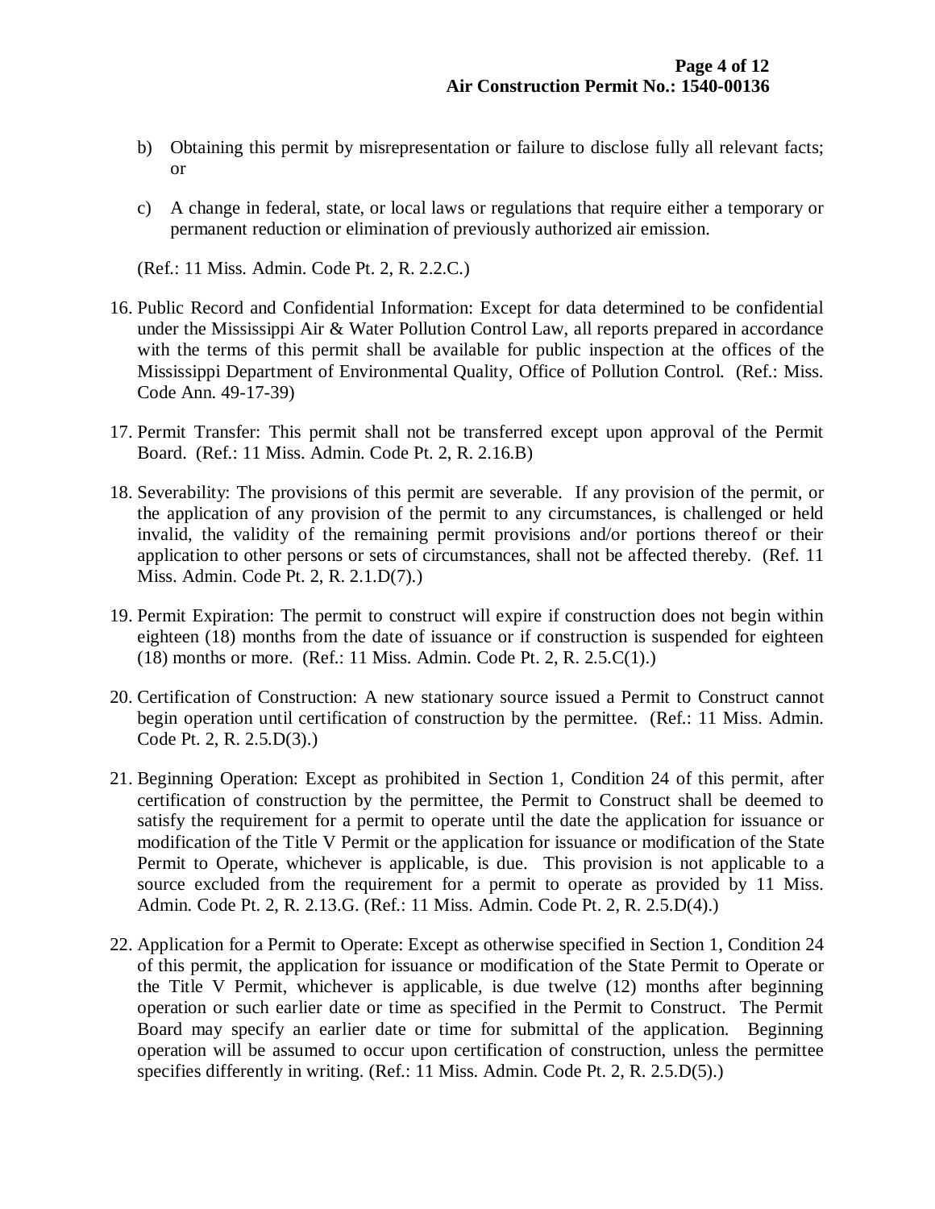b) Obtaining this permit by misrepresentation or failure to disclose fully all relevant facts; or

c) A change in federal, state, or local laws or regulations that require either a temporary or permanent reduction or elimination of previously authorized air emission.

(Ref.: 11 Miss. Admin. Code Pt. 2, R. 2.2.C.)

16. Public Record and Confidential Information: Except for data determined to be confidential under the Mississippi Air & Water Pollution Control Law, all reports prepared in accordance with the terms of this permit shall be available for public inspection at the offices of the Mississippi Department of Environmental Quality, Office of Pollution Control. (Ref.: Miss. Code Ann. 49-17-39)

17. Permit Transfer: This permit shall not be transferred except upon approval of the Permit Board. (Ref.: 11 Miss. Admin. Code Pt. 2, R. 2.16.B)

18. Severability: The provisions of this permit are severable. If any provision of the permit, or the application of any provision of the permit to any circumstances, is challenged or held invalid, the validity of the remaining permit provisions and/or portions thereof or their application to other persons or sets of circumstances, shall not be affected thereby. (Ref. 11 Miss. Admin. Code Pt. 2, R. 2.1.D(7).)

19. Permit Expiration: The permit to construct will expire if construction does not begin within eighteen (18) months from the date of issuance or if construction is suspended for eighteen (18) months or more. (Ref.: 11 Miss. Admin. Code Pt. 2, R. 2.5.C(1).)

20. Certification of Construction: A new stationary source issued a Permit to Construct cannot begin operation until certification of construction by the permittee. (Ref.: 11 Miss. Admin. Code Pt. 2, R. 2.5.D(3).)

21. Beginning Operation: Except as prohibited in Section 1, Condition 24 of this permit, after certification of construction by the permittee, the Permit to Construct shall be deemed to satisfy the requirement for a permit to operate until the date the application for issuance or modification of the Title V Permit or the application for issuance or modification of the State Permit to Operate, whichever is applicable, is due. This provision is not applicable to a source excluded from the requirement for a permit to operate as provided by 11 Miss. Admin. Code Pt. 2, R. 2.13.G. (Ref.: 11 Miss. Admin. Code Pt. 2, R. 2.5.D(4).)

22. Application for a Permit to Operate: Except as otherwise specified in Section 1, Condition 24 of this permit, the application for issuance or modification of the State Permit to Operate or the Title V Permit, whichever is applicable, is due twelve (12) months after beginning operation or such earlier date or time as specified in the Permit to Construct. The Permit Board may specify an earlier date or time for submittal of the application. Beginning operation will be assumed to occur upon certification of construction, unless the permittee specifies differently in writing. (Ref.: 11 Miss. Admin. Code Pt. 2, R. 2.5.D(5).)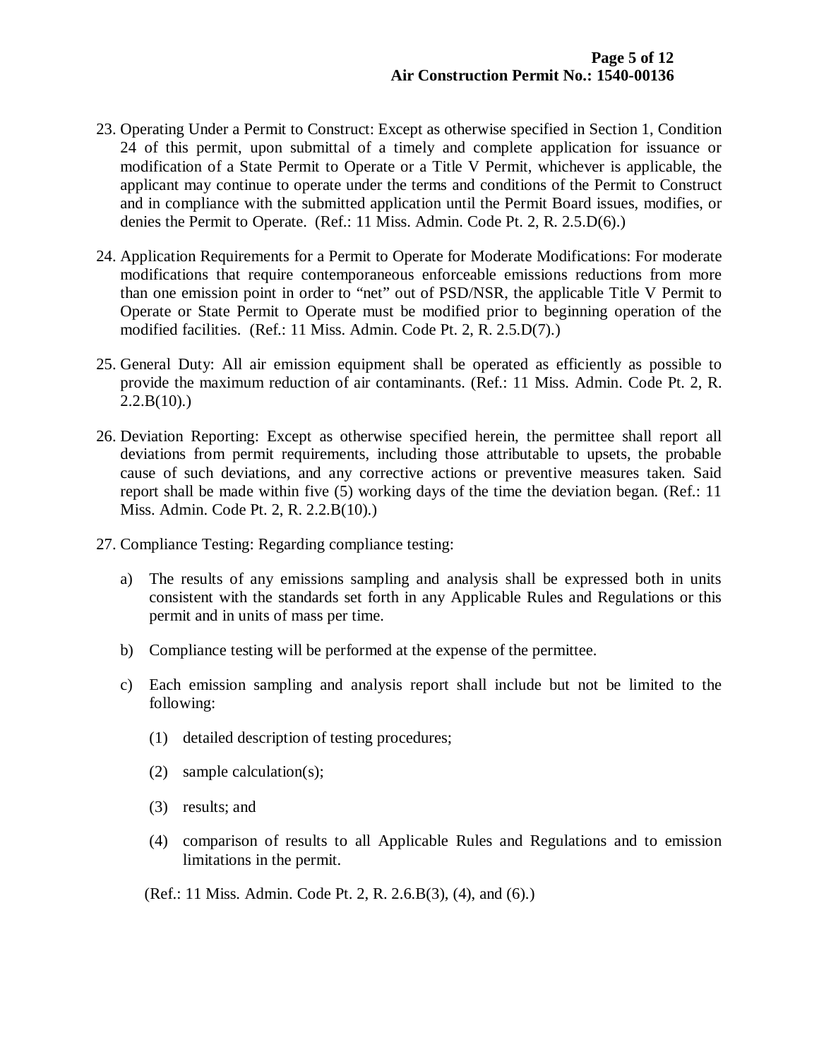23. Operating Under a Permit to Construct: Except as otherwise specified in Section 1, Condition 24 of this permit, upon submittal of a timely and complete application for issuance or modification of a State Permit to Operate or a Title V Permit, whichever is applicable, the applicant may continue to operate under the terms and conditions of the Permit to Construct and in compliance with the submitted application until the Permit Board issues, modifies, or denies the Permit to Operate. (Ref.: 11 Miss. Admin. Code Pt. 2, R. 2.5.D(6).)

24. Application Requirements for a Permit to Operate for Moderate Modifications: For moderate modifications that require contemporaneous enforceable emissions reductions from more than one emission point in order to "net" out of PSD/NSR, the applicable Title V Permit to Operate or State Permit to Operate must be modified prior to beginning operation of the modified facilities. (Ref.: 11 Miss. Admin. Code Pt. 2, R. 2.5.D(7).)

25. General Duty: All air emission equipment shall be operated as efficiently as possible to provide the maximum reduction of air contaminants. (Ref.: 11 Miss. Admin. Code Pt. 2, R. 2.2.B(10).)

26. Deviation Reporting: Except as otherwise specified herein, the permittee shall report all deviations from permit requirements, including those attributable to upsets, the probable cause of such deviations, and any corrective actions or preventive measures taken. Said report shall be made within five (5) working days of the time the deviation began. (Ref.: 11 Miss. Admin. Code Pt. 2, R. 2.2.B(10).)

27. Compliance Testing: Regarding compliance testing:

    a) The results of any emissions sampling and analysis shall be expressed both in units consistent with the standards set forth in any Applicable Rules and Regulations or this permit and in units of mass per time.

    b) Compliance testing will be performed at the expense of the permittee.

    c) Each emission sampling and analysis report shall include but not be limited to the following:

        (1) detailed description of testing procedures;

        (2) sample calculation(s);

        (3) results; and

        (4) comparison of results to all Applicable Rules and Regulations and to emission limitations in the permit.

    (Ref.: 11 Miss. Admin. Code Pt. 2, R. 2.6.B(3), (4), and (6).)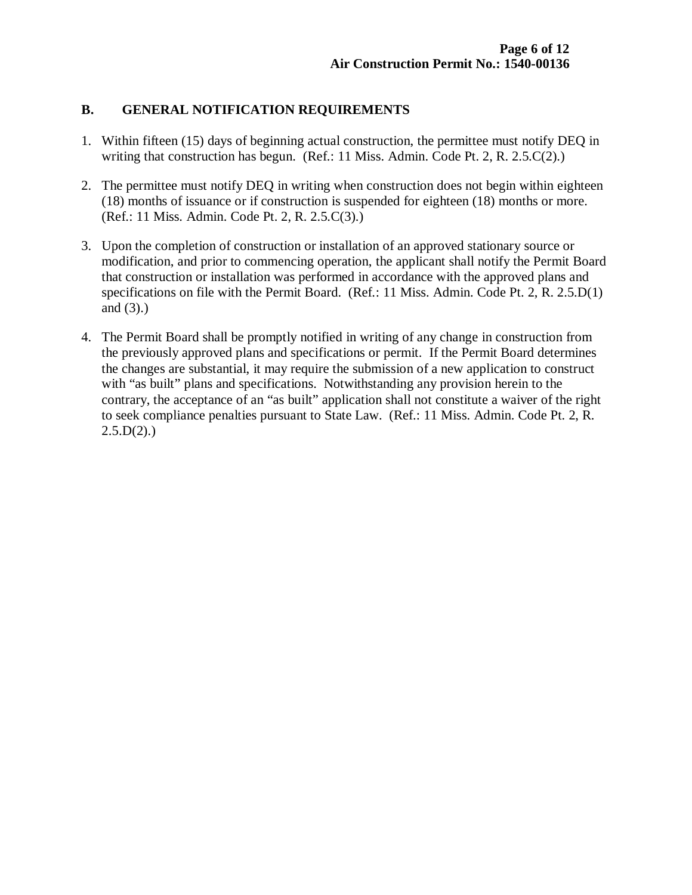## B. GENERAL NOTIFICATION REQUIREMENTS

1. Within fifteen (15) days of beginning actual construction, the permittee must notify DEQ in writing that construction has begun. (Ref.: 11 Miss. Admin. Code Pt. 2, R. 2.5.C(2).)

2. The permittee must notify DEQ in writing when construction does not begin within eighteen (18) months of issuance or if construction is suspended for eighteen (18) months or more. (Ref.: 11 Miss. Admin. Code Pt. 2, R. 2.5.C(3).)

3. Upon the completion of construction or installation of an approved stationary source or modification, and prior to commencing operation, the applicant shall notify the Permit Board that construction or installation was performed in accordance with the approved plans and specifications on file with the Permit Board. (Ref.: 11 Miss. Admin. Code Pt. 2, R. 2.5.D(1) and (3).)

4. The Permit Board shall be promptly notified in writing of any change in construction from the previously approved plans and specifications or permit. If the Permit Board determines the changes are substantial, it may require the submission of a new application to construct with "as built" plans and specifications. Notwithstanding any provision herein to the contrary, the acceptance of an "as built" application shall not constitute a waiver of the right to seek compliance penalties pursuant to State Law. (Ref.: 11 Miss. Admin. Code Pt. 2, R. 2.5.D(2).)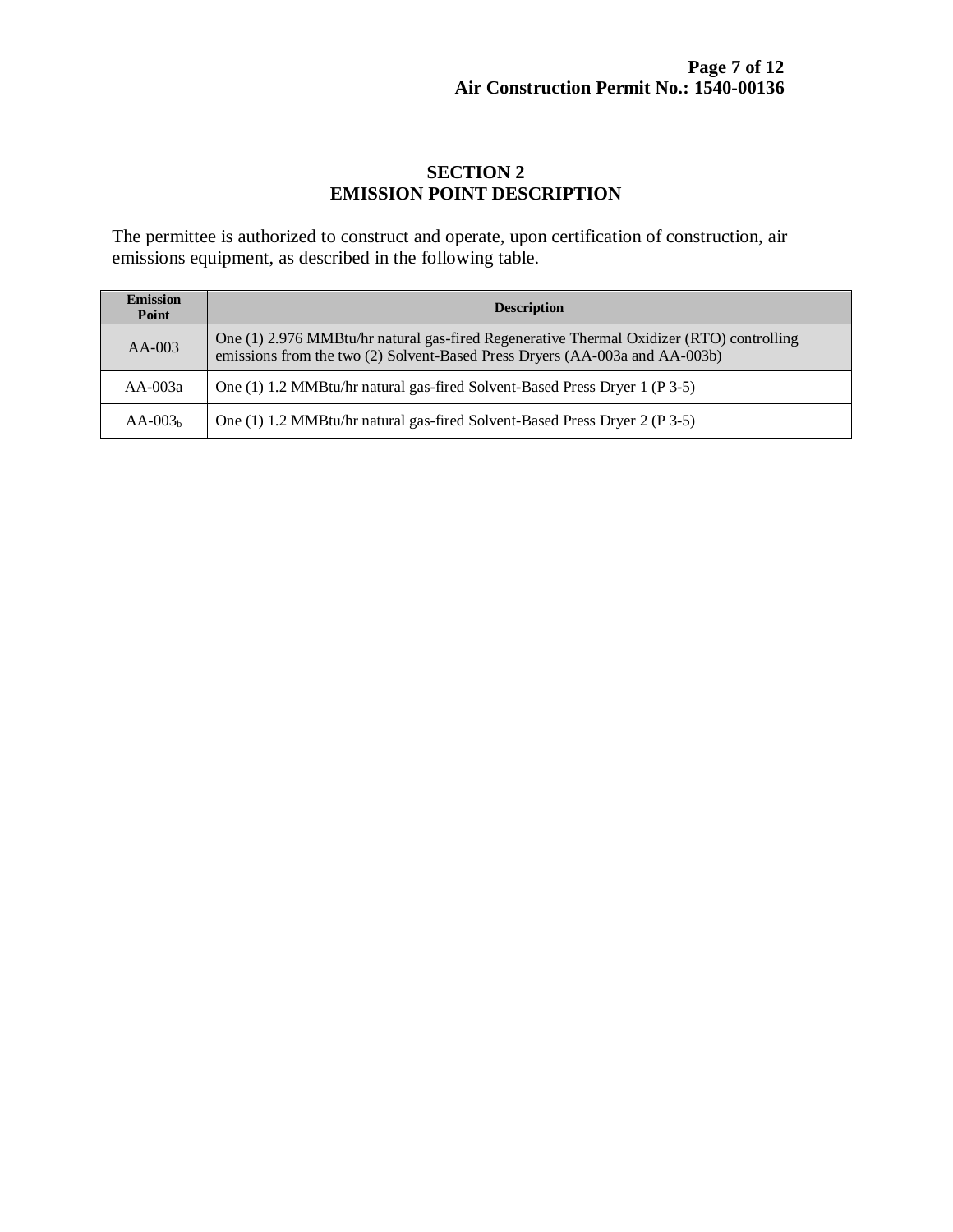# SECTION 2
# EMISSION POINT DESCRIPTION

The permittee is authorized to construct and operate, upon certification of construction, air emissions equipment, as described in the following table.

| Emission Point | Description |
|---|---|
| AA-003 | One (1) 2.976 MMBtu/hr natural gas-fired Regenerative Thermal Oxidizer (RTO) controlling emissions from the two (2) Solvent-Based Press Dryers (AA-003a and AA-003b) |
| AA-003a | One (1) 1.2 MMBtu/hr natural gas-fired Solvent-Based Press Dryer 1 (P 3-5) |
| AA-$003_b$ | One (1) 1.2 MMBtu/hr natural gas-fired Solvent-Based Press Dryer 2 (P 3-5) |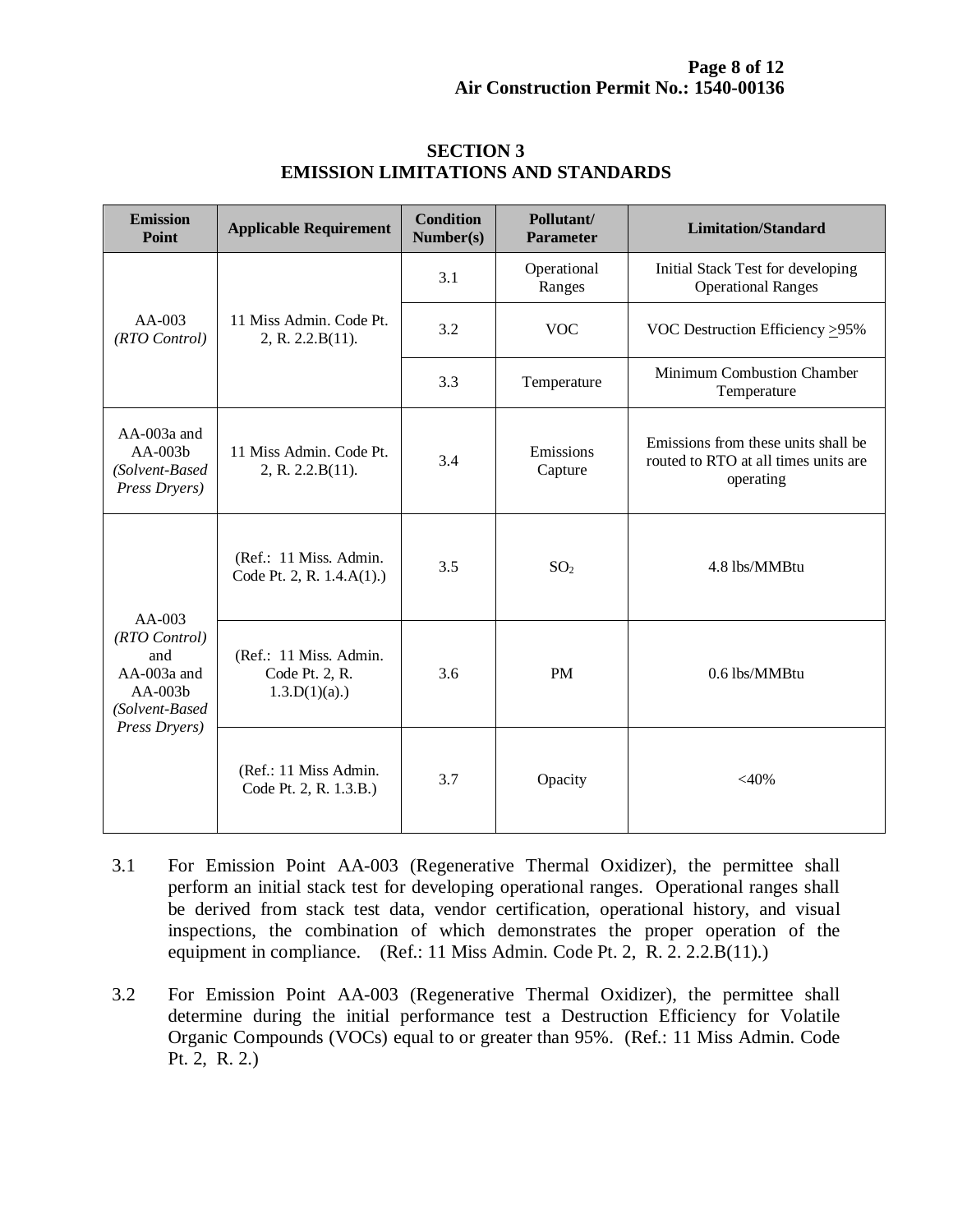## SECTION 3
## EMISSION LIMITATIONS AND STANDARDS

| Emission Point | Applicable Requirement | Condition Number(s) | Pollutant/ Parameter | Limitation/Standard |
|---|---|---|---|---|
| AA-003 *(RTO Control)* | 11 Miss Admin. Code Pt. 2, R. 2.2.B(11). | 3.1 | Operational Ranges | Initial Stack Test for developing Operational Ranges |
| | | 3.2 | VOC | VOC Destruction Efficiency >95% |
| | | 3.3 | Temperature | Minimum Combustion Chamber Temperature |
| AA-003a and AA-003b *(Solvent-Based Press Dryers)* | 11 Miss Admin. Code Pt. 2, R. 2.2.B(11). | 3.4 | Emissions Capture | Emissions from these units shall be routed to RTO at all times units are operating |
| AA-003 *(RTO Control)* and AA-003a and AA-003b *(Solvent-Based Press Dryers)* | (Ref.: 11 Miss. Admin. Code Pt. 2, R. 1.4.A(1).) | 3.5 | $SO_2$ | 4.8 lbs/MMBtu |
| | (Ref.: 11 Miss. Admin. Code Pt. 2, R. 1.3.D(1)(a).) | 3.6 | PM | 0.6 lbs/MMBtu |
| | (Ref.: 11 Miss Admin. Code Pt. 2, R. 1.3.B.) | 3.7 | Opacity | <40% |

3.1 For Emission Point AA-003 (Regenerative Thermal Oxidizer), the permittee shall perform an initial stack test for developing operational ranges. Operational ranges shall be derived from stack test data, vendor certification, operational history, and visual inspections, the combination of which demonstrates the proper operation of the equipment in compliance. (Ref.: 11 Miss Admin. Code Pt. 2, R. 2. 2.2.B(11).)

3.2 For Emission Point AA-003 (Regenerative Thermal Oxidizer), the permittee shall determine during the initial performance test a Destruction Efficiency for Volatile Organic Compounds (VOCs) equal to or greater than 95%. (Ref.: 11 Miss Admin. Code Pt. 2, R. 2.)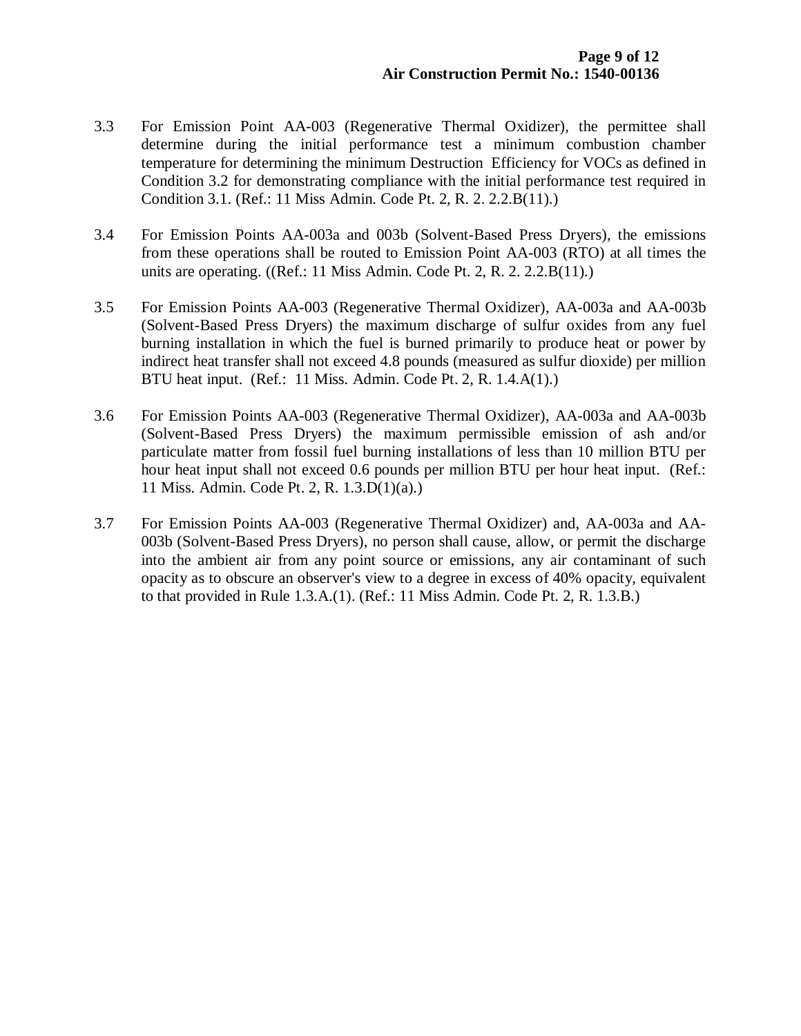3.3 For Emission Point AA-003 (Regenerative Thermal Oxidizer), the permittee shall determine during the initial performance test a minimum combustion chamber temperature for determining the minimum Destruction Efficiency for VOCs as defined in Condition 3.2 for demonstrating compliance with the initial performance test required in Condition 3.1. (Ref.: 11 Miss Admin. Code Pt. 2, R. 2. 2.2.B(11).)

3.4 For Emission Points AA-003a and 003b (Solvent-Based Press Dryers), the emissions from these operations shall be routed to Emission Point AA-003 (RTO) at all times the units are operating. ((Ref.: 11 Miss Admin. Code Pt. 2, R. 2. 2.2.B(11).)

3.5 For Emission Points AA-003 (Regenerative Thermal Oxidizer), AA-003a and AA-003b (Solvent-Based Press Dryers) the maximum discharge of sulfur oxides from any fuel burning installation in which the fuel is burned primarily to produce heat or power by indirect heat transfer shall not exceed 4.8 pounds (measured as sulfur dioxide) per million BTU heat input. (Ref.: 11 Miss. Admin. Code Pt. 2, R. 1.4.A(1).)

3.6 For Emission Points AA-003 (Regenerative Thermal Oxidizer), AA-003a and AA-003b (Solvent-Based Press Dryers) the maximum permissible emission of ash and/or particulate matter from fossil fuel burning installations of less than 10 million BTU per hour heat input shall not exceed 0.6 pounds per million BTU per hour heat input. (Ref.: 11 Miss. Admin. Code Pt. 2, R. 1.3.D(1)(a).)

3.7 For Emission Points AA-003 (Regenerative Thermal Oxidizer) and, AA-003a and AA-003b (Solvent-Based Press Dryers), no person shall cause, allow, or permit the discharge into the ambient air from any point source or emissions, any air contaminant of such opacity as to obscure an observer's view to a degree in excess of 40% opacity, equivalent to that provided in Rule 1.3.A.(1). (Ref.: 11 Miss Admin. Code Pt. 2, R. 1.3.B.)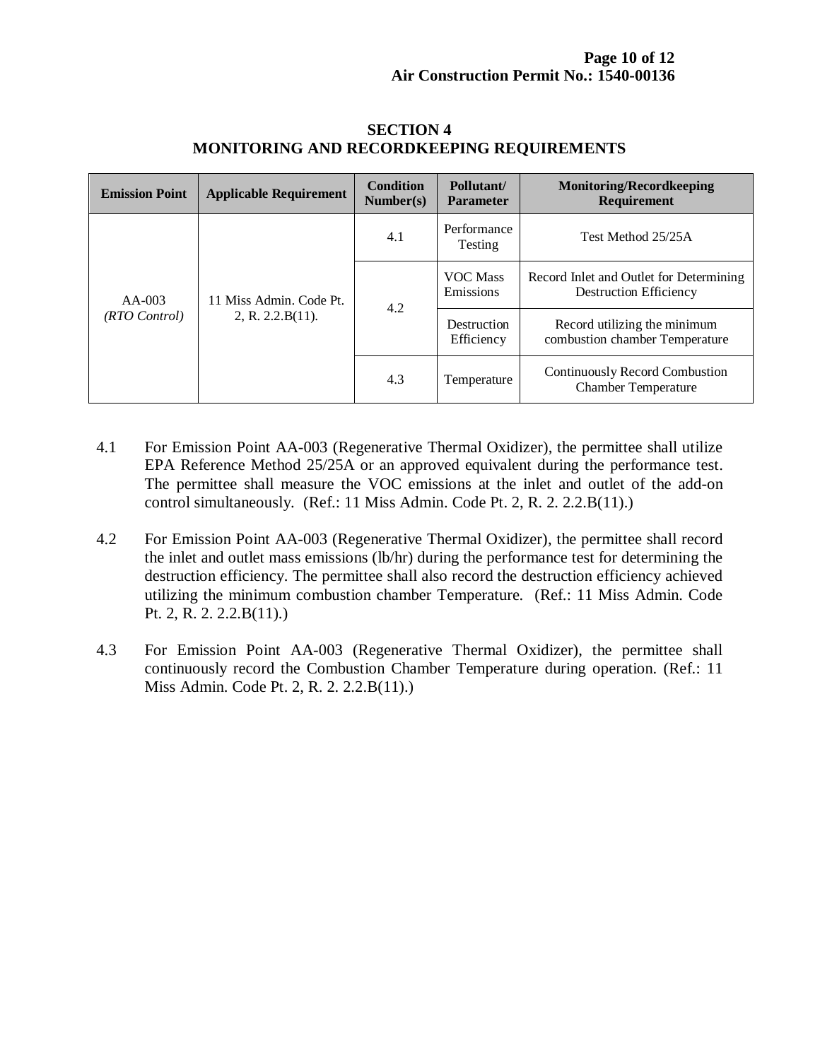## SECTION 4
## MONITORING AND RECORDKEEPING REQUIREMENTS

| Emission Point | Applicable Requirement | Condition Number(s) | Pollutant/ Parameter | Monitoring/Recordkeeping Requirement |
|---|---|---|---|---|
| AA-003 *(RTO Control)* | 11 Miss Admin. Code Pt. 2, R. 2.2.B(11). | 4.1 | Performance Testing | Test Method 25/25A |
| | | 4.2 | VOC Mass Emissions | Record Inlet and Outlet for Determining Destruction Efficiency |
| | | | Destruction Efficiency | Record utilizing the minimum combustion chamber Temperature |
| | | 4.3 | Temperature | Continuously Record Combustion Chamber Temperature |

4.1 For Emission Point AA-003 (Regenerative Thermal Oxidizer), the permittee shall utilize EPA Reference Method 25/25A or an approved equivalent during the performance test. The permittee shall measure the VOC emissions at the inlet and outlet of the add-on control simultaneously. (Ref.: 11 Miss Admin. Code Pt. 2, R. 2. 2.2.B(11).)

4.2 For Emission Point AA-003 (Regenerative Thermal Oxidizer), the permittee shall record the inlet and outlet mass emissions (lb/hr) during the performance test for determining the destruction efficiency. The permittee shall also record the destruction efficiency achieved utilizing the minimum combustion chamber Temperature. (Ref.: 11 Miss Admin. Code Pt. 2, R. 2. 2.2.B(11).)

4.3 For Emission Point AA-003 (Regenerative Thermal Oxidizer), the permittee shall continuously record the Combustion Chamber Temperature during operation. (Ref.: 11 Miss Admin. Code Pt. 2, R. 2. 2.2.B(11).)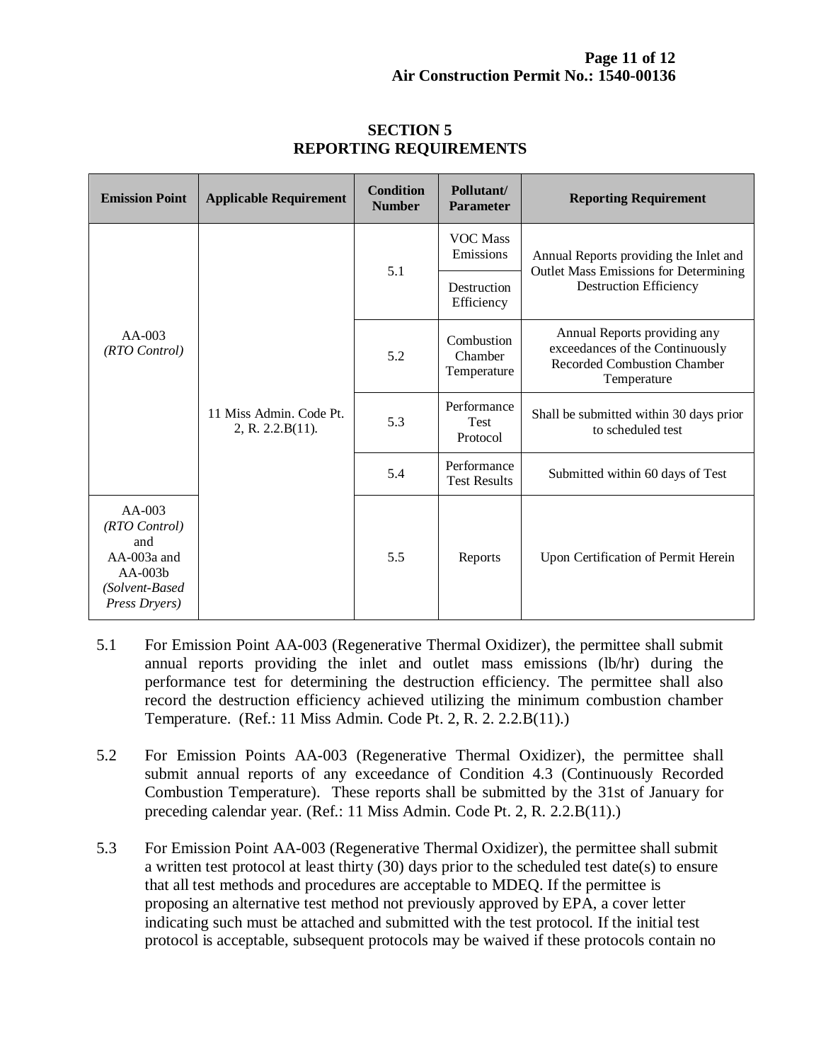## SECTION 5
## REPORTING REQUIREMENTS

| Emission Point | Applicable Requirement | Condition Number | Pollutant/ Parameter | Reporting Requirement |
|---|---|---|---|---|
| AA-003 *(RTO Control)* | 11 Miss Admin. Code Pt. 2, R. 2.2.B(11). | 5.1 | VOC Mass Emissions | Annual Reports providing the Inlet and Outlet Mass Emissions for Determining Destruction Efficiency |
| | | | Destruction Efficiency | |
| | | 5.2 | Combustion Chamber Temperature | Annual Reports providing any exceedances of the Continuously Recorded Combustion Chamber Temperature |
| | | 5.3 | Performance Test Protocol | Shall be submitted within 30 days prior to scheduled test |
| | | 5.4 | Performance Test Results | Submitted within 60 days of Test |
| AA-003 *(RTO Control)* and AA-003a and AA-003b *(Solvent-Based Press Dryers)* | | 5.5 | Reports | Upon Certification of Permit Herein |

5.1 For Emission Point AA-003 (Regenerative Thermal Oxidizer), the permittee shall submit annual reports providing the inlet and outlet mass emissions (lb/hr) during the performance test for determining the destruction efficiency. The permittee shall also record the destruction efficiency achieved utilizing the minimum combustion chamber Temperature. (Ref.: 11 Miss Admin. Code Pt. 2, R. 2. 2.2.B(11).)

5.2 For Emission Points AA-003 (Regenerative Thermal Oxidizer), the permittee shall submit annual reports of any exceedance of Condition 4.3 (Continuously Recorded Combustion Temperature). These reports shall be submitted by the 31st of January for preceding calendar year. (Ref.: 11 Miss Admin. Code Pt. 2, R. 2.2.B(11).)

5.3 For Emission Point AA-003 (Regenerative Thermal Oxidizer), the permittee shall submit a written test protocol at least thirty (30) days prior to the scheduled test date(s) to ensure that all test methods and procedures are acceptable to MDEQ. If the permittee is proposing an alternative test method not previously approved by EPA, a cover letter indicating such must be attached and submitted with the test protocol. If the initial test protocol is acceptable, subsequent protocols may be waived if these protocols contain no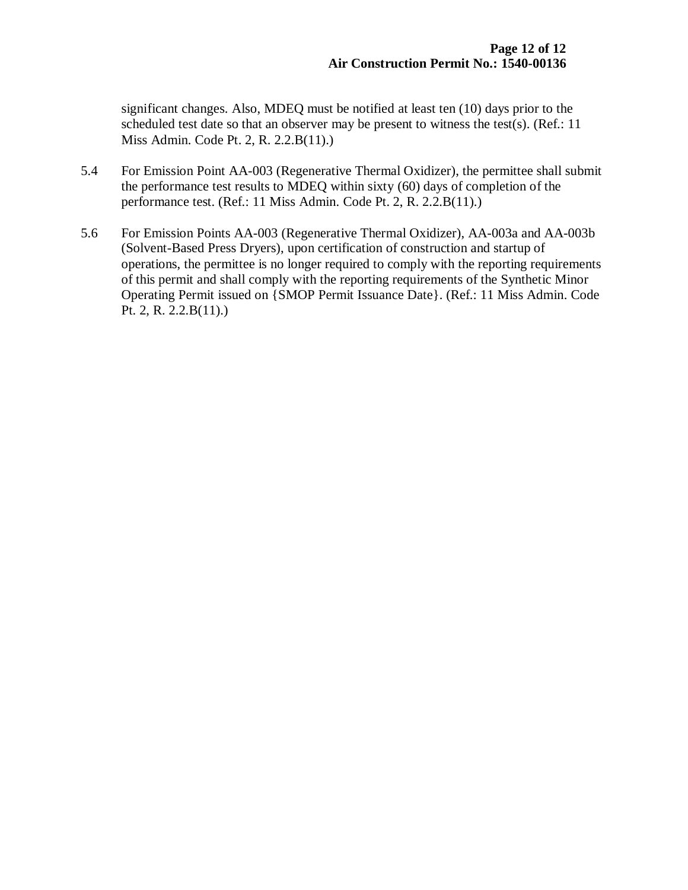significant changes. Also, MDEQ must be notified at least ten (10) days prior to the scheduled test date so that an observer may be present to witness the test(s). (Ref.: 11 Miss Admin. Code Pt. 2, R. 2.2.B(11).)

5.4 For Emission Point AA-003 (Regenerative Thermal Oxidizer), the permittee shall submit the performance test results to MDEQ within sixty (60) days of completion of the performance test. (Ref.: 11 Miss Admin. Code Pt. 2, R. 2.2.B(11).)

5.6 For Emission Points AA-003 (Regenerative Thermal Oxidizer), AA-003a and AA-003b (Solvent-Based Press Dryers), upon certification of construction and startup of operations, the permittee is no longer required to comply with the reporting requirements of this permit and shall comply with the reporting requirements of the Synthetic Minor Operating Permit issued on {SMOP Permit Issuance Date}. (Ref.: 11 Miss Admin. Code Pt. 2, R. 2.2.B(11).)